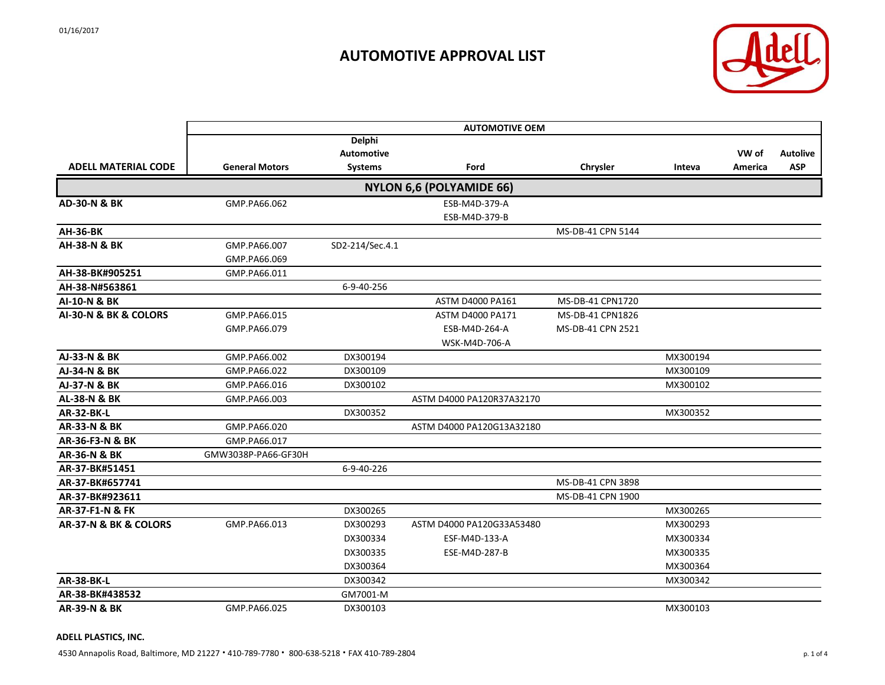01/16/2017

# AUTOMOTIVE APPROVAL LIST

| | AUTOMOTIVE OEM | | | | | | |
|---|---|---|---|---|---|---|---|
| **ADELL MATERIAL CODE** | **General Motors** | **Delphi Automotive Systems** | **Ford** | **Chrysler** | **Inteva** | **VW of America** | **Autolive ASP** |
| | | | **NYLON 6,6 (POLYAMIDE 66)** | | | | |
| **AD-30-N & BK** | GMP.PA66.062 | | ESB-M4D-379-A | | | | |
| | | | ESB-M4D-379-B | | | | |
| **AH-36-BK** | | | | MS-DB-41 CPN 5144 | | | |
| **AH-38-N & BK** | GMP.PA66.007 | SD2-214/Sec.4.1 | | | | | |
| | GMP.PA66.069 | | | | | | |
| **AH-38-BK#905251** | GMP.PA66.011 | | | | | | |
| **AH-38-N#563861** | | 6-9-40-256 | | | | | |
| **AI-10-N & BK** | | | ASTM D4000 PA161 | MS-DB-41 CPN1720 | | | |
| **AI-30-N & BK & COLORS** | GMP.PA66.015 | | ASTM D4000 PA171 | MS-DB-41 CPN1826 | | | |
| | GMP.PA66.079 | | ESB-M4D-264-A | MS-DB-41 CPN 2521 | | | |
| | | | WSK-M4D-706-A | | | | |
| **AJ-33-N & BK** | GMP.PA66.002 | DX300194 | | | MX300194 | | |
| **AJ-34-N & BK** | GMP.PA66.022 | DX300109 | | | MX300109 | | |
| **AJ-37-N & BK** | GMP.PA66.016 | DX300102 | | | MX300102 | | |
| **AL-38-N & BK** | GMP.PA66.003 | | ASTM D4000 PA120R37A32170 | | | | |
| **AR-32-BK-L** | | DX300352 | | | MX300352 | | |
| **AR-33-N & BK** | GMP.PA66.020 | | ASTM D4000 PA120G13A32180 | | | | |
| **AR-36-F3-N & BK** | GMP.PA66.017 | | | | | | |
| **AR-36-N & BK** | GMW3038P-PA66-GF30H | | | | | | |
| **AR-37-BK#51451** | | 6-9-40-226 | | | | | |
| **AR-37-BK#657741** | | | | MS-DB-41 CPN 3898 | | | |
| **AR-37-BK#923611** | | | | MS-DB-41 CPN 1900 | | | |
| **AR-37-F1-N & FK** | | DX300265 | | | MX300265 | | |
| **AR-37-N & BK & COLORS** | GMP.PA66.013 | DX300293 | ASTM D4000 PA120G33A53480 | | MX300293 | | |
| | | DX300334 | ESF-M4D-133-A | | MX300334 | | |
| | | DX300335 | ESE-M4D-287-B | | MX300335 | | |
| | | DX300364 | | | MX300364 | | |
| **AR-38-BK-L** | | DX300342 | | | MX300342 | | |
| **AR-38-BK#438532** | | GM7001-M | | | | | |
| **AR-39-N & BK** | GMP.PA66.025 | DX300103 | | | MX300103 | | |

**ADELL PLASTICS, INC.**

4530 Annapolis Road, Baltimore, MD 21227 • 410-789-7780 • 800-638-5218 • FAX 410-789-2804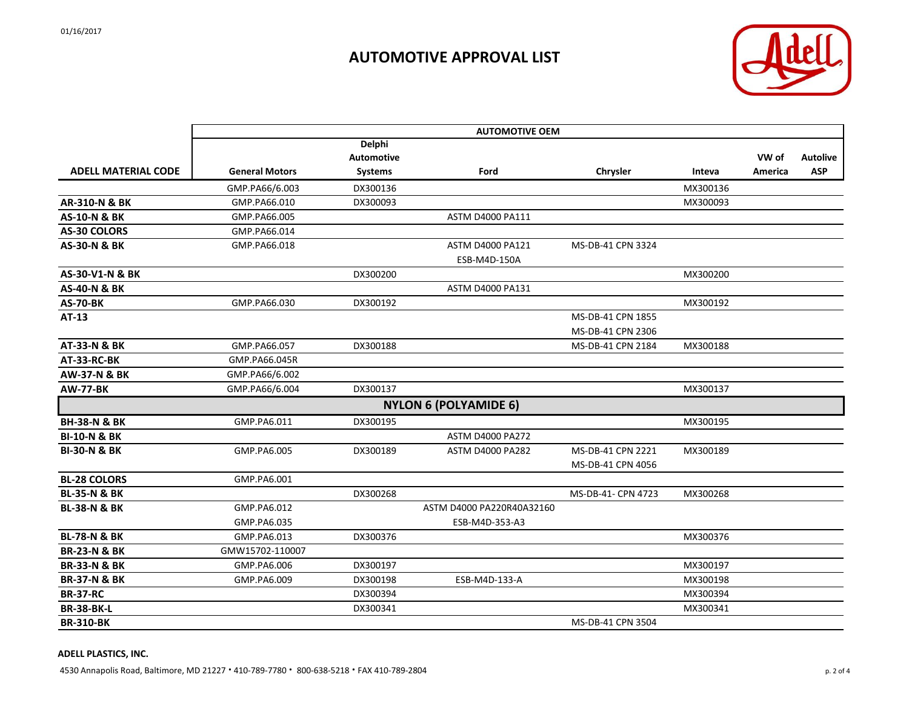01/16/2017

# AUTOMOTIVE APPROVAL LIST

| | AUTOMOTIVE OEM | | | | | | |
|---|---|---|---|---|---|---|---|
| **ADELL MATERIAL CODE** | **General Motors** | **Delphi Automotive Systems** | **Ford** | **Chrysler** | **Inteva** | **VW of America** | **Autolive ASP** |
| | GMP.PA66/6.003 | DX300136 | | | MX300136 | | |
| **AR-310-N & BK** | GMP.PA66.010 | DX300093 | | | MX300093 | | |
| **AS-10-N & BK** | GMP.PA66.005 | | ASTM D4000 PA111 | | | | |
| **AS-30 COLORS** | GMP.PA66.014 | | | | | | |
| **AS-30-N & BK** | GMP.PA66.018 | | ASTM D4000 PA121<br>ESB-M4D-150A | MS-DB-41 CPN 3324 | | | |
| **AS-30-V1-N & BK** | | DX300200 | | | MX300200 | | |
| **AS-40-N & BK** | | | ASTM D4000 PA131 | | | | |
| **AS-70-BK** | GMP.PA66.030 | DX300192 | | | MX300192 | | |
| **AT-13** | | | | MS-DB-41 CPN 1855<br>MS-DB-41 CPN 2306 | | | |
| **AT-33-N & BK** | GMP.PA66.057 | DX300188 | | MS-DB-41 CPN 2184 | MX300188 | | |
| **AT-33-RC-BK** | GMP.PA66.045R | | | | | | |
| **AW-37-N & BK** | GMP.PA66/6.002 | | | | | | |
| **AW-77-BK** | GMP.PA66/6.004 | DX300137 | | | MX300137 | | |
| **NYLON 6 (POLYAMIDE 6)** | | | | | | | |
| **BH-38-N & BK** | GMP.PA6.011 | DX300195 | | | MX300195 | | |
| **BI-10-N & BK** | | | ASTM D4000 PA272 | | | | |
| **BI-30-N & BK** | GMP.PA6.005 | DX300189 | ASTM D4000 PA282 | MS-DB-41 CPN 2221<br>MS-DB-41 CPN 4056 | MX300189 | | |
| **BL-28 COLORS** | GMP.PA6.001 | | | | | | |
| **BL-35-N & BK** | | DX300268 | | MS-DB-41- CPN 4723 | MX300268 | | |
| **BL-38-N & BK** | GMP.PA6.012<br>GMP.PA6.035 | | ASTM D4000 PA220R40A32160<br>ESB-M4D-353-A3 | | | | |
| **BL-78-N & BK** | GMP.PA6.013 | DX300376 | | | MX300376 | | |
| **BR-23-N & BK** | GMW15702-110007 | | | | | | |
| **BR-33-N & BK** | GMP.PA6.006 | DX300197 | | | MX300197 | | |
| **BR-37-N & BK** | GMP.PA6.009 | DX300198 | ESB-M4D-133-A | | MX300198 | | |
| **BR-37-RC** | | DX300394 | | | MX300394 | | |
| **BR-38-BK-L** | | DX300341 | | | MX300341 | | |
| **BR-310-BK** | | | | MS-DB-41 CPN 3504 | | | |

**ADELL PLASTICS, INC.**

4530 Annapolis Road, Baltimore, MD 21227 • 410-789-7780 • 800-638-5218 • FAX 410-789-2804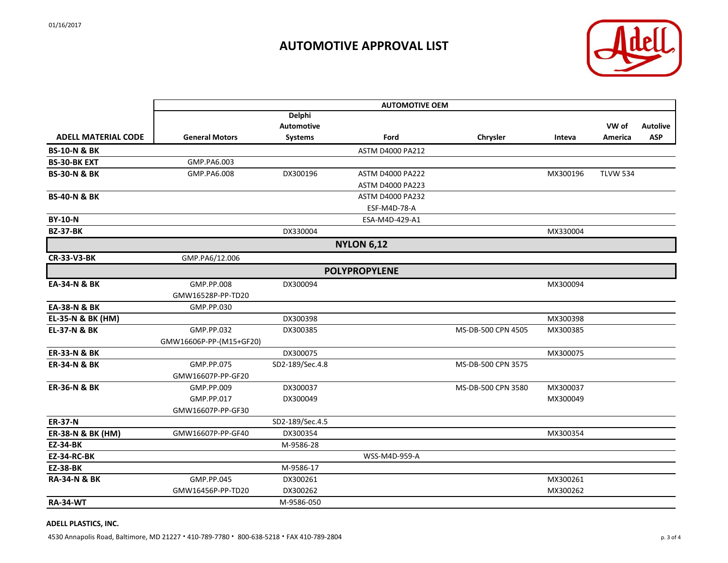01/16/2017

# AUTOMOTIVE APPROVAL LIST

| | AUTOMOTIVE OEM | | | | | | |
|---|---|---|---|---|---|---|---|
| **ADELL MATERIAL CODE** | **General Motors** | **Delphi Automotive Systems** | **Ford** | **Chrysler** | **Inteva** | **VW of America** | **Autolive ASP** |
| **BS-10-N & BK** | | | ASTM D4000 PA212 | | | | |
| **BS-30-BK EXT** | GMP.PA6.003 | | | | | | |
| **BS-30-N & BK** | GMP.PA6.008 | DX300196 | ASTM D4000 PA222<br>ASTM D4000 PA223 | | MX300196 | TLVW 534 | |
| **BS-40-N & BK** | | | ASTM D4000 PA232<br>ESF-M4D-78-A | | | | |
| **BY-10-N** | | | ESA-M4D-429-A1 | | | | |
| **BZ-37-BK** | | DX330004 | | | MX330004 | | |
| **NYLON 6,12** | | | | | | | |
| **CR-33-V3-BK** | GMP.PA6/12.006 | | | | | | |
| **POLYPROPYLENE** | | | | | | | |
| **EA-34-N & BK** | GMP.PP.008<br>GMW16528P-PP-TD20 | DX300094 | | | MX300094 | | |
| **EA-38-N & BK** | GMP.PP.030 | | | | | | |
| **EL-35-N & BK (HM)** | | DX300398 | | | MX300398 | | |
| **EL-37-N & BK** | GMP.PP.032<br>GMW16606P-PP-(M15+GF20) | DX300385 | | MS-DB-500 CPN 4505 | MX300385 | | |
| **ER-33-N & BK** | | DX300075 | | | MX300075 | | |
| **ER-34-N & BK** | GMP.PP.075<br>GMW16607P-PP-GF20 | SD2-189/Sec.4.8 | | MS-DB-500 CPN 3575 | | | |
| **ER-36-N & BK** | GMP.PP.009<br>GMP.PP.017<br>GMW16607P-PP-GF30 | DX300037<br>DX300049 | | MS-DB-500 CPN 3580 | MX300037<br>MX300049 | | |
| **ER-37-N** | | SD2-189/Sec.4.5 | | | | | |
| **ER-38-N & BK (HM)** | GMW16607P-PP-GF40 | DX300354 | | | MX300354 | | |
| **EZ-34-BK** | | M-9586-28 | | | | | |
| **EZ-34-RC-BK** | | | WSS-M4D-959-A | | | | |
| **EZ-38-BK** | | M-9586-17 | | | | | |
| **RA-34-N & BK** | GMP.PP.045<br>GMW16456P-PP-TD20 | DX300261<br>DX300262 | | | MX300261<br>MX300262 | | |
| **RA-34-WT** | | M-9586-050 | | | | | |

**ADELL PLASTICS, INC.**

4530 Annapolis Road, Baltimore, MD 21227 • 410-789-7780 • 800-638-5218 • FAX 410-789-2804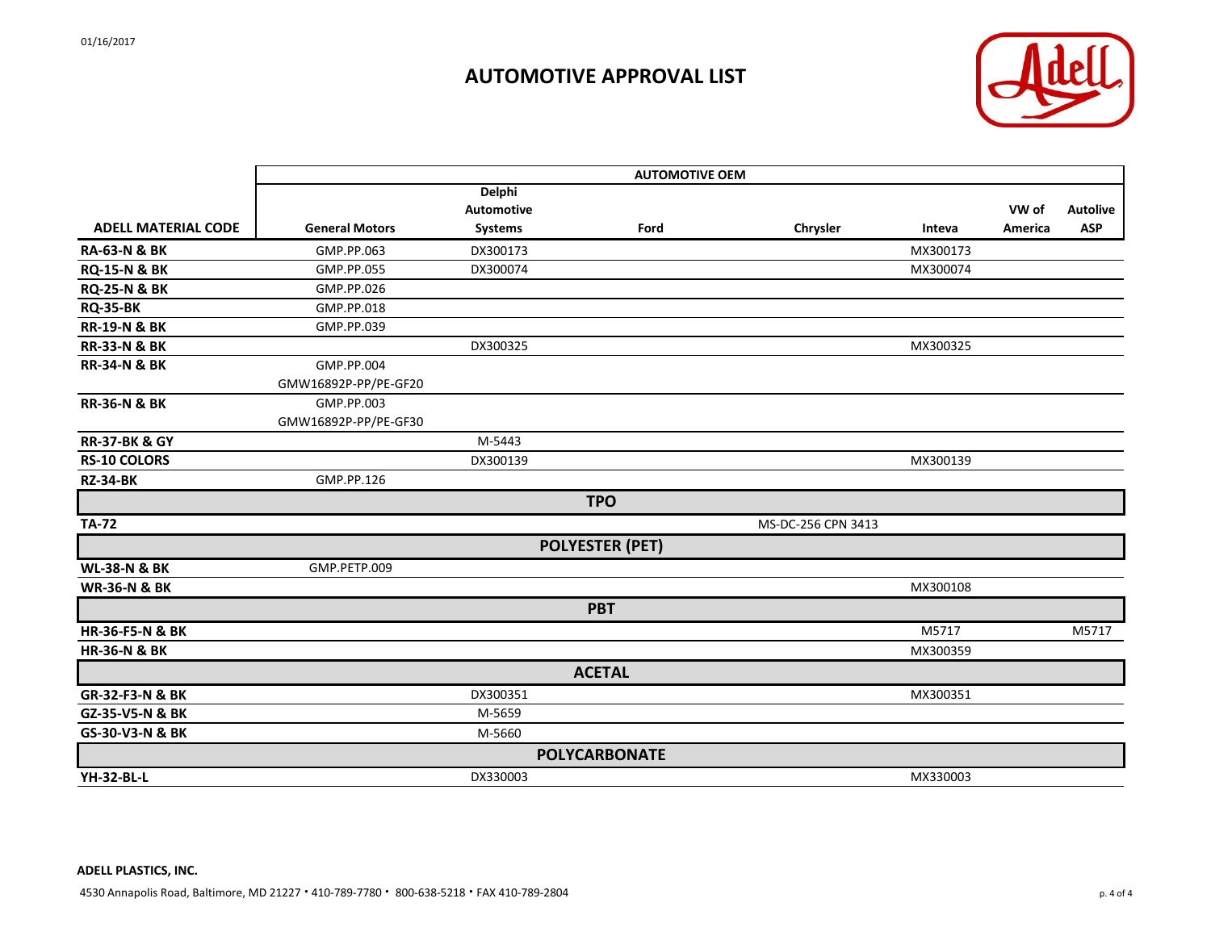# AUTOMOTIVE APPROVAL LIST

| | AUTOMOTIVE OEM | | | | | | |
|---|---|---|---|---|---|---|---|
| ADELL MATERIAL CODE | General Motors | Delphi Automotive Systems | Ford | Chrysler | Inteva | VW of America | Autolive ASP |
| RA-63-N & BK | GMP.PP.063 | DX300173 | | | MX300173 | | |
| RQ-15-N & BK | GMP.PP.055 | DX300074 | | | MX300074 | | |
| RQ-25-N & BK | GMP.PP.026 | | | | | | |
| RQ-35-BK | GMP.PP.018 | | | | | | |
| RR-19-N & BK | GMP.PP.039 | | | | | | |
| RR-33-N & BK | | DX300325 | | | MX300325 | | |
| RR-34-N & BK | GMP.PP.004 GMW16892P-PP/PE-GF20 | | | | | | |
| RR-36-N & BK | GMP.PP.003 GMW16892P-PP/PE-GF30 | | | | | | |
| RR-37-BK & GY | | M-5443 | | | | | |
| RS-10 COLORS | | DX300139 | | | MX300139 | | |
| RZ-34-BK | GMP.PP.126 | | | | | | |
| **TPO** | | | | | | | |
| TA-72 | | | | MS-DC-256 CPN 3413 | | | |
| **POLYESTER (PET)** | | | | | | | |
| WL-38-N & BK | GMP.PETP.009 | | | | | | |
| WR-36-N & BK | | | | | MX300108 | | |
| **PBT** | | | | | | | |
| HR-36-F5-N & BK | | | | | M5717 | | M5717 |
| HR-36-N & BK | | | | | MX300359 | | |
| **ACETAL** | | | | | | | |
| GR-32-F3-N & BK | | DX300351 | | | MX300351 | | |
| GZ-35-V5-N & BK | | M-5659 | | | | | |
| GS-30-V3-N & BK | | M-5660 | | | | | |
| **POLYCARBONATE** | | | | | | | |
| YH-32-BL-L | | DX330003 | | | MX330003 | | |

**ADELL PLASTICS, INC.**

4530 Annapolis Road, Baltimore, MD 21227 • 410-789-7780 • 800-638-5218 • FAX 410-789-2804